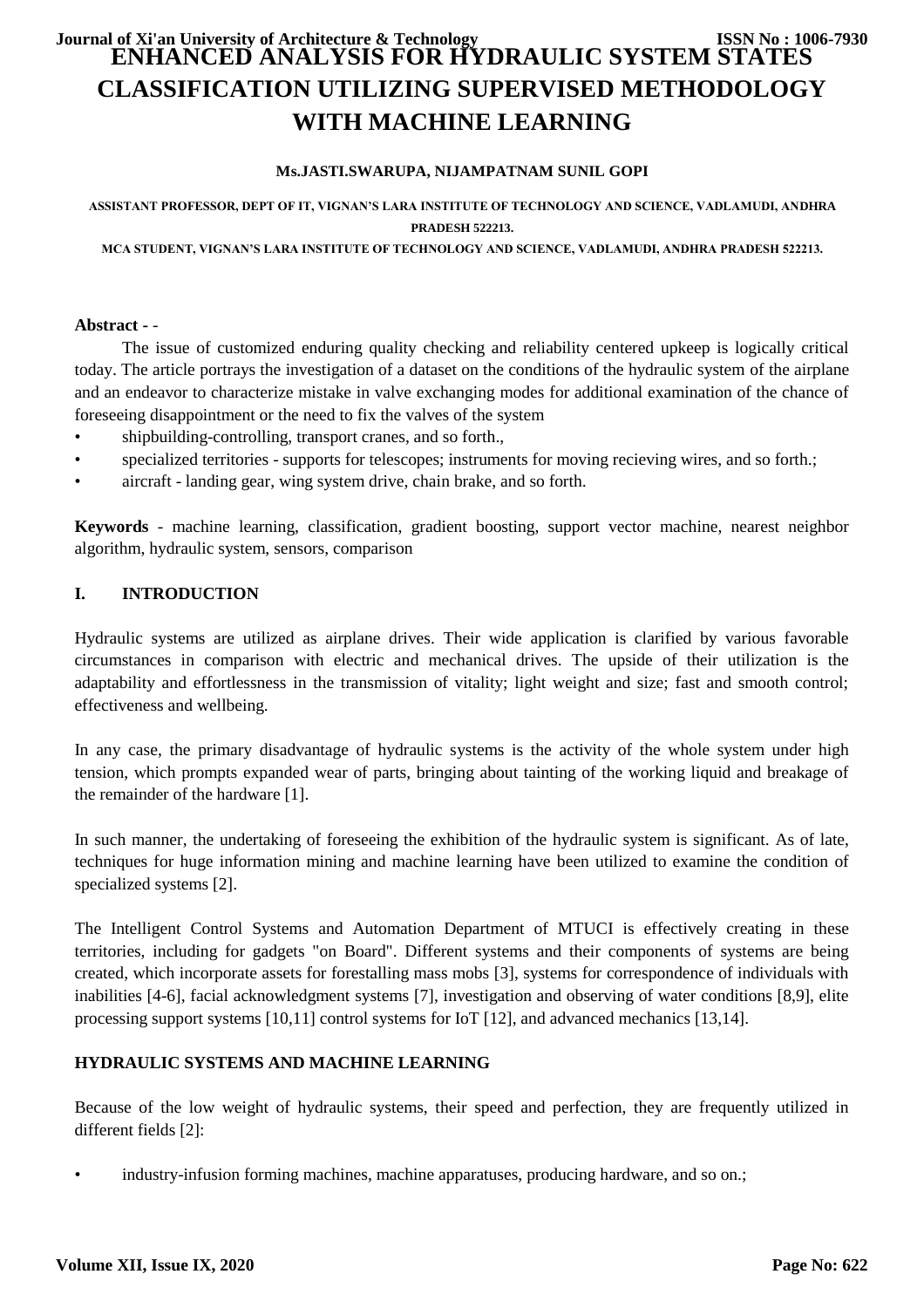# ENHANCED ANALYSIS FOR HYDRAULIC SYSTEM STATES CLASSIFICATION UTILIZING SUPERVISED METHODOLOGY WITH MACHINE LEARNING

**Ms.JASTI.SWARUPA, NIJAMPATNAM SUNIL GOPI**

ASSISTANT PROFESSOR, DEPT OF IT, VIGNAN'S LARA INSTITUTE OF TECHNOLOGY AND SCIENCE, VADLAMUDI, ANDHRA PRADESH 522213.

MCA STUDENT, VIGNAN'S LARA INSTITUTE OF TECHNOLOGY AND SCIENCE, VADLAMUDI, ANDHRA PRADESH 522213.

**Abstract -** -

The issue of customized enduring quality checking and reliability centered upkeep is logically critical today. The article portrays the investigation of a dataset on the conditions of the hydraulic system of the airplane and an endeavor to characterize mistake in valve exchanging modes for additional examination of the chance of foreseeing disappointment or the need to fix the valves of the system

- shipbuilding-controlling, transport cranes, and so forth.,
- specialized territories - supports for telescopes; instruments for moving recieving wires, and so forth.;
- aircraft - landing gear, wing system drive, chain brake, and so forth.

**Keywords** - machine learning, classification, gradient boosting, support vector machine, nearest neighbor algorithm, hydraulic system, sensors, comparison

## I. INTRODUCTION

Hydraulic systems are utilized as airplane drives. Their wide application is clarified by various favorable circumstances in comparison with electric and mechanical drives. The upside of their utilization is the adaptability and effortlessness in the transmission of vitality; light weight and size; fast and smooth control; effectiveness and wellbeing.

In any case, the primary disadvantage of hydraulic systems is the activity of the whole system under high tension, which prompts expanded wear of parts, bringing about tainting of the working liquid and breakage of the remainder of the hardware [1].

In such manner, the undertaking of foreseeing the exhibition of the hydraulic system is significant. As of late, techniques for huge information mining and machine learning have been utilized to examine the condition of specialized systems [2].

The Intelligent Control Systems and Automation Department of MTUCI is effectively creating in these territories, including for gadgets "on Board". Different systems and their components of systems are being created, which incorporate assets for forestalling mass mobs [3], systems for correspondence of individuals with inabilities [4-6], facial acknowledgment systems [7], investigation and observing of water conditions [8,9], elite processing support systems [10,11] control systems for IoT [12], and advanced mechanics [13,14].

## HYDRAULIC SYSTEMS AND MACHINE LEARNING

Because of the low weight of hydraulic systems, their speed and perfection, they are frequently utilized in different fields [2]:

- industry-infusion forming machines, machine apparatuses, producing hardware, and so on.;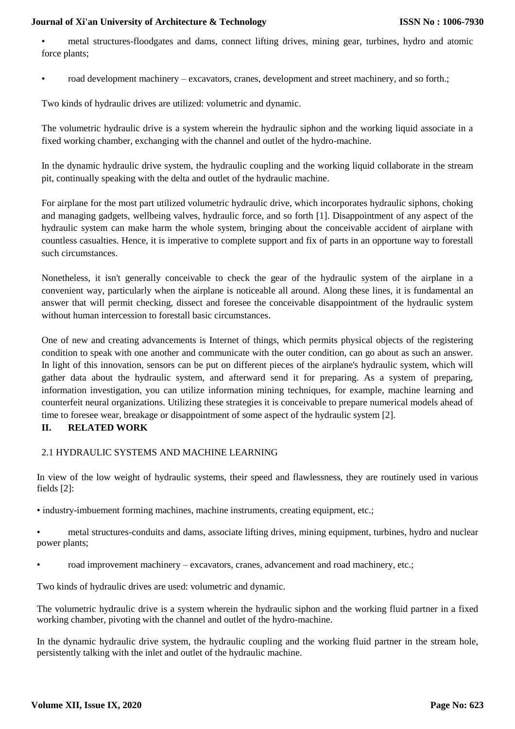- metal structures-floodgates and dams, connect lifting drives, mining gear, turbines, hydro and atomic force plants;

- road development machinery – excavators, cranes, development and street machinery, and so forth.;

Two kinds of hydraulic drives are utilized: volumetric and dynamic.

The volumetric hydraulic drive is a system wherein the hydraulic siphon and the working liquid associate in a fixed working chamber, exchanging with the channel and outlet of the hydro-machine.

In the dynamic hydraulic drive system, the hydraulic coupling and the working liquid collaborate in the stream pit, continually speaking with the delta and outlet of the hydraulic machine.

For airplane for the most part utilized volumetric hydraulic drive, which incorporates hydraulic siphons, choking and managing gadgets, wellbeing valves, hydraulic force, and so forth [1]. Disappointment of any aspect of the hydraulic system can make harm the whole system, bringing about the conceivable accident of airplane with countless casualties. Hence, it is imperative to complete support and fix of parts in an opportune way to forestall such circumstances.

Nonetheless, it isn't generally conceivable to check the gear of the hydraulic system of the airplane in a convenient way, particularly when the airplane is noticeable all around. Along these lines, it is fundamental an answer that will permit checking, dissect and foresee the conceivable disappointment of the hydraulic system without human intercession to forestall basic circumstances.

One of new and creating advancements is Internet of things, which permits physical objects of the registering condition to speak with one another and communicate with the outer condition, can go about as such an answer. In light of this innovation, sensors can be put on different pieces of the airplane's hydraulic system, which will gather data about the hydraulic system, and afterward send it for preparing. As a system of preparing, information investigation, you can utilize information mining techniques, for example, machine learning and counterfeit neural organizations. Utilizing these strategies it is conceivable to prepare numerical models ahead of time to foresee wear, breakage or disappointment of some aspect of the hydraulic system [2].

## II. RELATED WORK

### 2.1 HYDRAULIC SYSTEMS AND MACHINE LEARNING

In view of the low weight of hydraulic systems, their speed and flawlessness, they are routinely used in various fields [2]:

- industry-imbuement forming machines, machine instruments, creating equipment, etc.;

- metal structures-conduits and dams, associate lifting drives, mining equipment, turbines, hydro and nuclear power plants;

- road improvement machinery – excavators, cranes, advancement and road machinery, etc.;

Two kinds of hydraulic drives are used: volumetric and dynamic.

The volumetric hydraulic drive is a system wherein the hydraulic siphon and the working fluid partner in a fixed working chamber, pivoting with the channel and outlet of the hydro-machine.

In the dynamic hydraulic drive system, the hydraulic coupling and the working fluid partner in the stream hole, persistently talking with the inlet and outlet of the hydraulic machine.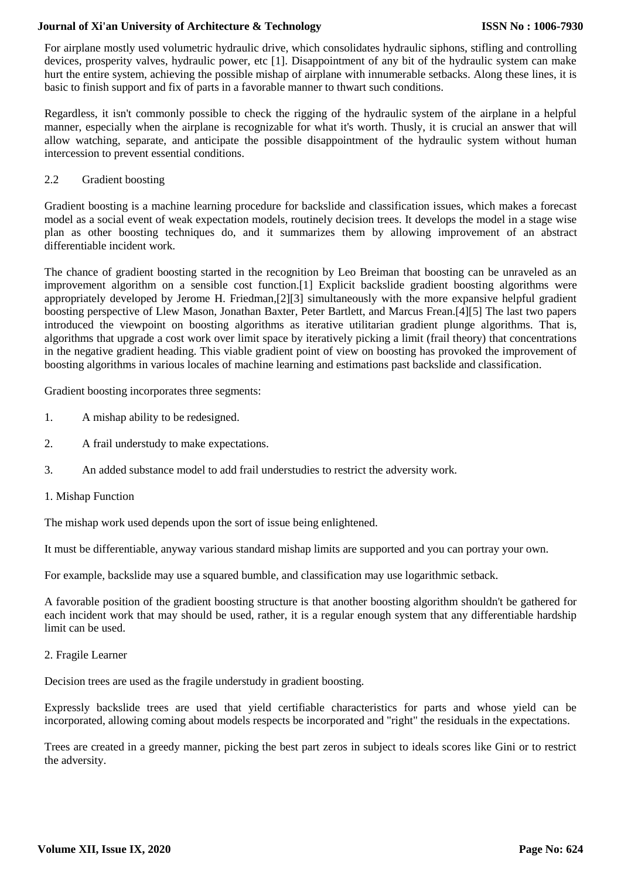For airplane mostly used volumetric hydraulic drive, which consolidates hydraulic siphons, stifling and controlling devices, prosperity valves, hydraulic power, etc [1]. Disappointment of any bit of the hydraulic system can make hurt the entire system, achieving the possible mishap of airplane with innumerable setbacks. Along these lines, it is basic to finish support and fix of parts in a favorable manner to thwart such conditions.

Regardless, it isn't commonly possible to check the rigging of the hydraulic system of the airplane in a helpful manner, especially when the airplane is recognizable for what it's worth. Thusly, it is crucial an answer that will allow watching, separate, and anticipate the possible disappointment of the hydraulic system without human intercession to prevent essential conditions.

## 2.2 Gradient boosting

Gradient boosting is a machine learning procedure for backslide and classification issues, which makes a forecast model as a social event of weak expectation models, routinely decision trees. It develops the model in a stage wise plan as other boosting techniques do, and it summarizes them by allowing improvement of an abstract differentiable incident work.

The chance of gradient boosting started in the recognition by Leo Breiman that boosting can be unraveled as an improvement algorithm on a sensible cost function.[1] Explicit backslide gradient boosting algorithms were appropriately developed by Jerome H. Friedman,[2][3] simultaneously with the more expansive helpful gradient boosting perspective of Llew Mason, Jonathan Baxter, Peter Bartlett, and Marcus Frean.[4][5] The last two papers introduced the viewpoint on boosting algorithms as iterative utilitarian gradient plunge algorithms. That is, algorithms that upgrade a cost work over limit space by iteratively picking a limit (frail theory) that concentrations in the negative gradient heading. This viable gradient point of view on boosting has provoked the improvement of boosting algorithms in various locales of machine learning and estimations past backslide and classification.

Gradient boosting incorporates three segments:

1. A mishap ability to be redesigned.
2. A frail understudy to make expectations.
3. An added substance model to add frail understudies to restrict the adversity work.

1. Mishap Function

The mishap work used depends upon the sort of issue being enlightened.

It must be differentiable, anyway various standard mishap limits are supported and you can portray your own.

For example, backslide may use a squared bumble, and classification may use logarithmic setback.

A favorable position of the gradient boosting structure is that another boosting algorithm shouldn't be gathered for each incident work that may should be used, rather, it is a regular enough system that any differentiable hardship limit can be used.

2. Fragile Learner

Decision trees are used as the fragile understudy in gradient boosting.

Expressly backslide trees are used that yield certifiable characteristics for parts and whose yield can be incorporated, allowing coming about models respects be incorporated and "right" the residuals in the expectations.

Trees are created in a greedy manner, picking the best part zeros in subject to ideals scores like Gini or to restrict the adversity.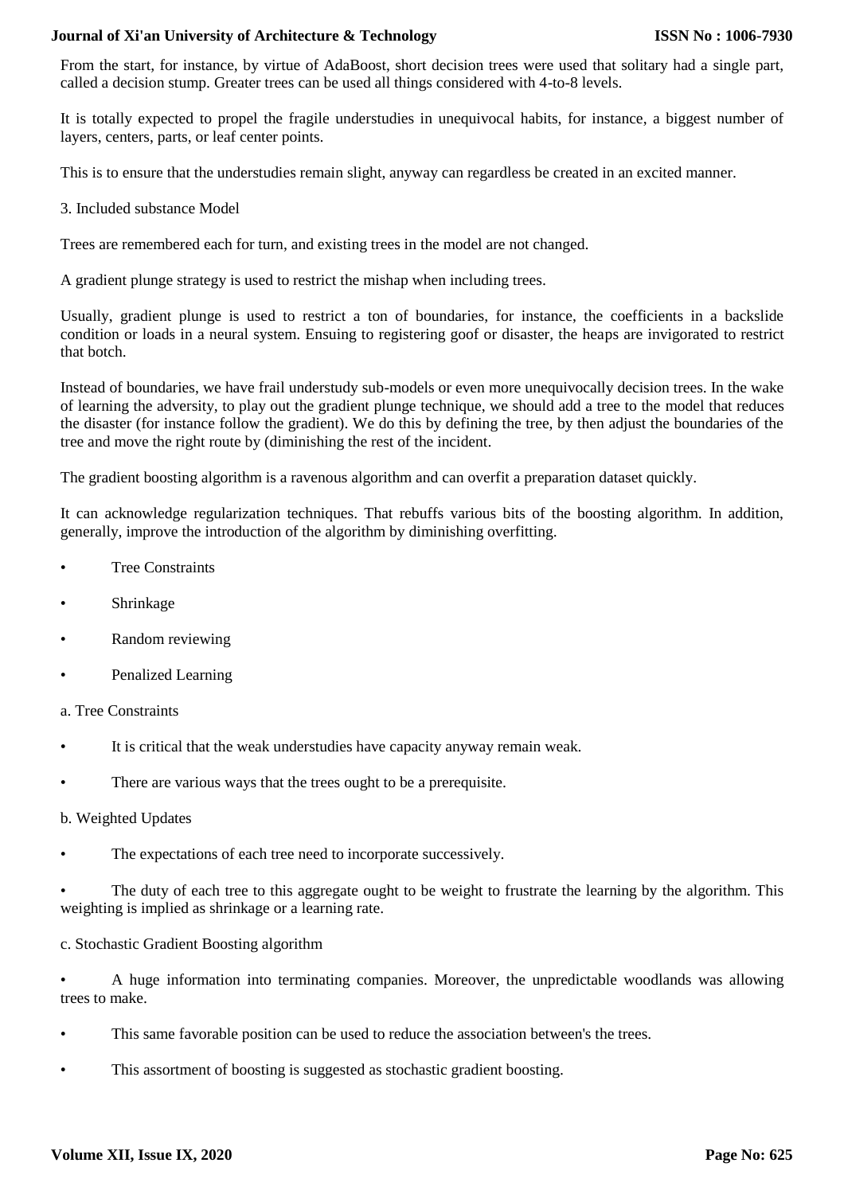From the start, for instance, by virtue of AdaBoost, short decision trees were used that solitary had a single part, called a decision stump. Greater trees can be used all things considered with 4-to-8 levels.

It is totally expected to propel the fragile understudies in unequivocal habits, for instance, a biggest number of layers, centers, parts, or leaf center points.

This is to ensure that the understudies remain slight, anyway can regardless be created in an excited manner.

3. Included substance Model

Trees are remembered each for turn, and existing trees in the model are not changed.

A gradient plunge strategy is used to restrict the mishap when including trees.

Usually, gradient plunge is used to restrict a ton of boundaries, for instance, the coefficients in a backslide condition or loads in a neural system. Ensuing to registering goof or disaster, the heaps are invigorated to restrict that botch.

Instead of boundaries, we have frail understudy sub-models or even more unequivocally decision trees. In the wake of learning the adversity, to play out the gradient plunge technique, we should add a tree to the model that reduces the disaster (for instance follow the gradient). We do this by defining the tree, by then adjust the boundaries of the tree and move the right route by (diminishing the rest of the incident.

The gradient boosting algorithm is a ravenous algorithm and can overfit a preparation dataset quickly.

It can acknowledge regularization techniques. That rebuffs various bits of the boosting algorithm. In addition, generally, improve the introduction of the algorithm by diminishing overfitting.

- Tree Constraints
- Shrinkage
- Random reviewing
- Penalized Learning

a. Tree Constraints

- It is critical that the weak understudies have capacity anyway remain weak.
- There are various ways that the trees ought to be a prerequisite.

b. Weighted Updates

- The expectations of each tree need to incorporate successively.
- The duty of each tree to this aggregate ought to be weight to frustrate the learning by the algorithm. This weighting is implied as shrinkage or a learning rate.

c. Stochastic Gradient Boosting algorithm

- A huge information into terminating companies. Moreover, the unpredictable woodlands was allowing trees to make.
- This same favorable position can be used to reduce the association between's the trees.
- This assortment of boosting is suggested as stochastic gradient boosting.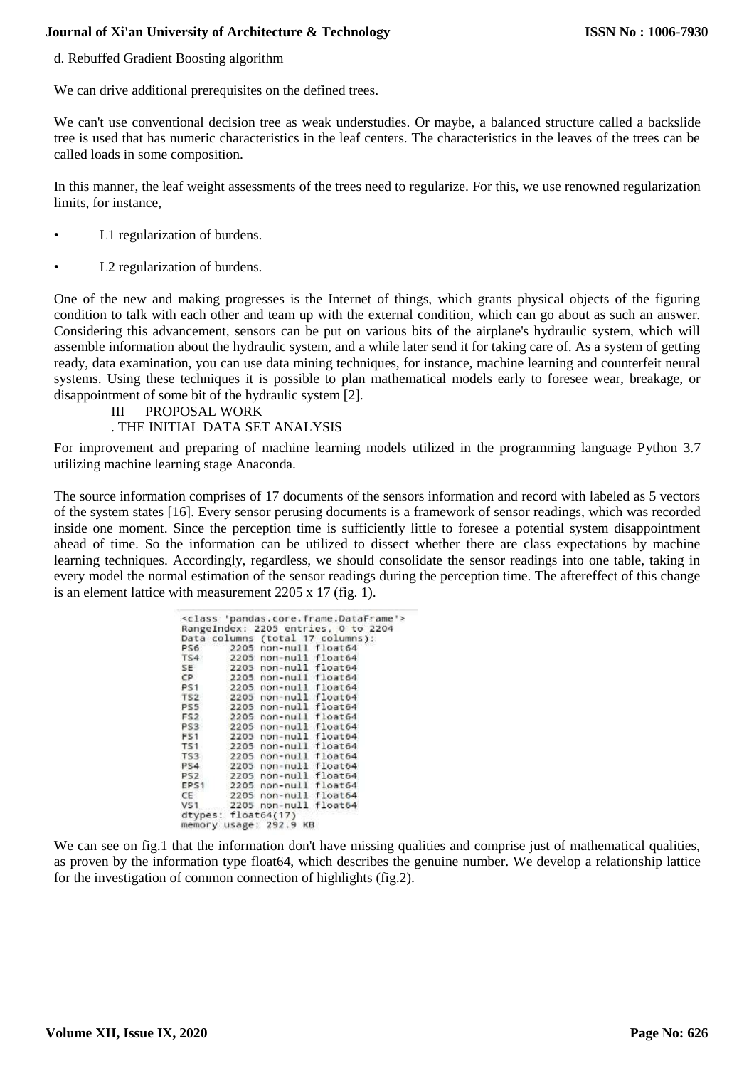d. Rebuffed Gradient Boosting algorithm

We can drive additional prerequisites on the defined trees.

We can't use conventional decision tree as weak understudies. Or maybe, a balanced structure called a backslide tree is used that has numeric characteristics in the leaf centers. The characteristics in the leaves of the trees can be called loads in some composition.

In this manner, the leaf weight assessments of the trees need to regularize. For this, we use renowned regularization limits, for instance,

- L1 regularization of burdens.
- L2 regularization of burdens.

One of the new and making progresses is the Internet of things, which grants physical objects of the figuring condition to talk with each other and team up with the external condition, which can go about as such an answer. Considering this advancement, sensors can be put on various bits of the airplane's hydraulic system, which will assemble information about the hydraulic system, and a while later send it for taking care of. As a system of getting ready, data examination, you can use data mining techniques, for instance, machine learning and counterfeit neural systems. Using these techniques it is possible to plan mathematical models early to foresee wear, breakage, or disappointment of some bit of the hydraulic system [2].

## III PROPOSAL WORK

### . THE INITIAL DATA SET ANALYSIS

For improvement and preparing of machine learning models utilized in the programming language Python 3.7 utilizing machine learning stage Anaconda.

The source information comprises of 17 documents of the sensors information and record with labeled as 5 vectors of the system states [16]. Every sensor perusing documents is a framework of sensor readings, which was recorded inside one moment. Since the perception time is sufficiently little to foresee a potential system disappointment ahead of time. So the information can be utilized to dissect whether there are class expectations by machine learning techniques. Accordingly, regardless, we should consolidate the sensor readings into one table, taking in every model the normal estimation of the sensor readings during the perception time. The aftereffect of this change is an element lattice with measurement 2205 x 17 (fig. 1).

```
<class 'pandas.core.frame.DataFrame'>
RangeIndex: 2205 entries, 0 to 2204
Data columns (total 17 columns):
PS6     2205 non-null float64
TS4     2205 non-null float64
SE      2205 non-null float64
CP      2205 non-null float64
PS1     2205 non-null float64
TS2     2205 non-null float64
PS5     2205 non-null float64
FS2     2205 non-null float64
PS3     2205 non-null float64
FS1     2205 non-null float64
TS1     2205 non-null float64
TS3     2205 non-null float64
PS4     2205 non-null float64
PS2     2205 non-null float64
EPS1    2205 non-null float64
CE      2205 non-null float64
VS1     2205 non-null float64
dtypes: float64(17)
memory usage: 292.9 KB
```

We can see on fig.1 that the information don't have missing qualities and comprise just of mathematical qualities, as proven by the information type float64, which describes the genuine number. We develop a relationship lattice for the investigation of common connection of highlights (fig.2).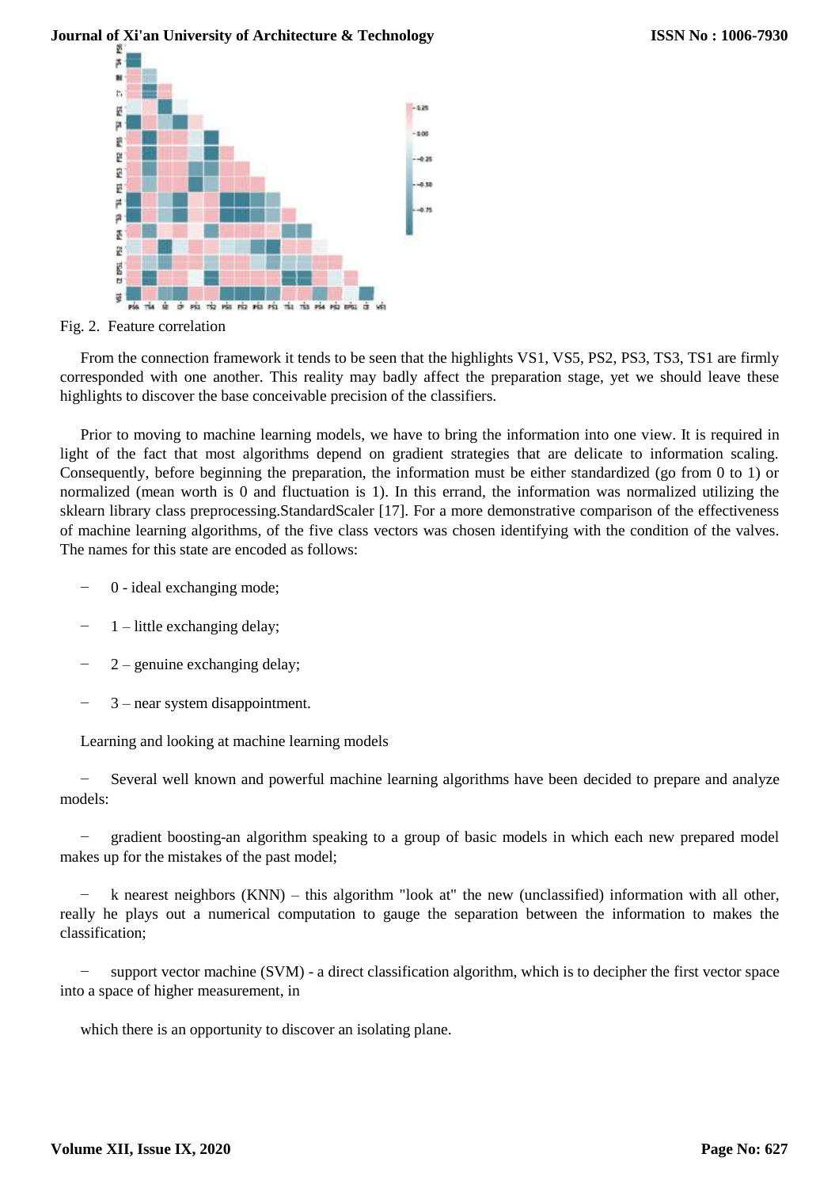Fig. 2. Feature correlation

From the connection framework it tends to be seen that the highlights VS1, VS5, PS2, PS3, TS3, TS1 are firmly corresponded with one another. This reality may badly affect the preparation stage, yet we should leave these highlights to discover the base conceivable precision of the classifiers.

Prior to moving to machine learning models, we have to bring the information into one view. It is required in light of the fact that most algorithms depend on gradient strategies that are delicate to information scaling. Consequently, before beginning the preparation, the information must be either standardized (go from 0 to 1) or normalized (mean worth is 0 and fluctuation is 1). In this errand, the information was normalized utilizing the sklearn library class preprocessing.StandardScaler [17]. For a more demonstrative comparison of the effectiveness of machine learning algorithms, of the five class vectors was chosen identifying with the condition of the valves. The names for this state are encoded as follows:

- 0 - ideal exchanging mode;
- 1 – little exchanging delay;
- 2 – genuine exchanging delay;
- 3 – near system disappointment.

Learning and looking at machine learning models

- Several well known and powerful machine learning algorithms have been decided to prepare and analyze models:
- gradient boosting-an algorithm speaking to a group of basic models in which each new prepared model makes up for the mistakes of the past model;
- k nearest neighbors (KNN) – this algorithm "look at" the new (unclassified) information with all other, really he plays out a numerical computation to gauge the separation between the information to makes the classification;
- support vector machine (SVM) - a direct classification algorithm, which is to decipher the first vector space into a space of higher measurement, in

which there is an opportunity to discover an isolating plane.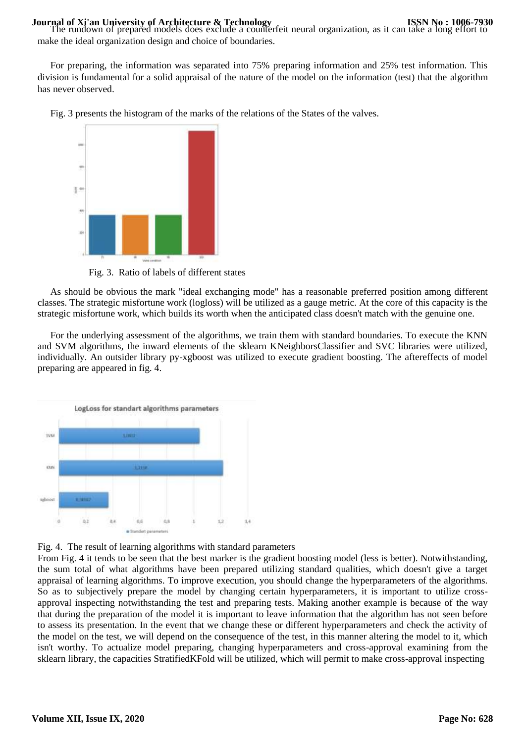The rundown of prepared models does exclude a counterfeit neural organization, as it can take a long effort to make the ideal organization design and choice of boundaries.

For preparing, the information was separated into 75% preparing information and 25% test information. This division is fundamental for a solid appraisal of the nature of the model on the information (test) that the algorithm has never observed.

Fig. 3 presents the histogram of the marks of the relations of the States of the valves.

Fig. 3. Ratio of labels of different states

As should be obvious the mark "ideal exchanging mode" has a reasonable preferred position among different classes. The strategic misfortune work (logloss) will be utilized as a gauge metric. At the core of this capacity is the strategic misfortune work, which builds its worth when the anticipated class doesn't match with the genuine one.

For the underlying assessment of the algorithms, we train them with standard boundaries. To execute the KNN and SVM algorithms, the inward elements of the sklearn KNeighborsClassifier and SVC libraries were utilized, individually. An outsider library py-xgboost was utilized to execute gradient boosting. The aftereffects of model preparing are appeared in fig. 4.

Fig. 4. The result of learning algorithms with standard parameters

From Fig. 4 it tends to be seen that the best marker is the gradient boosting model (less is better). Notwithstanding, the sum total of what algorithms have been prepared utilizing standard qualities, which doesn't give a target appraisal of learning algorithms. To improve execution, you should change the hyperparameters of the algorithms. So as to subjectively prepare the model by changing certain hyperparameters, it is important to utilize cross-approval inspecting notwithstanding the test and preparing tests. Making another example is because of the way that during the preparation of the model it is important to leave information that the algorithm has not seen before to assess its presentation. In the event that we change these or different hyperparameters and check the activity of the model on the test, we will depend on the consequence of the test, in this manner altering the model to it, which isn't worthy. To actualize model preparing, changing hyperparameters and cross-approval examining from the sklearn library, the capacities StratifiedKFold will be utilized, which will permit to make cross-approval inspecting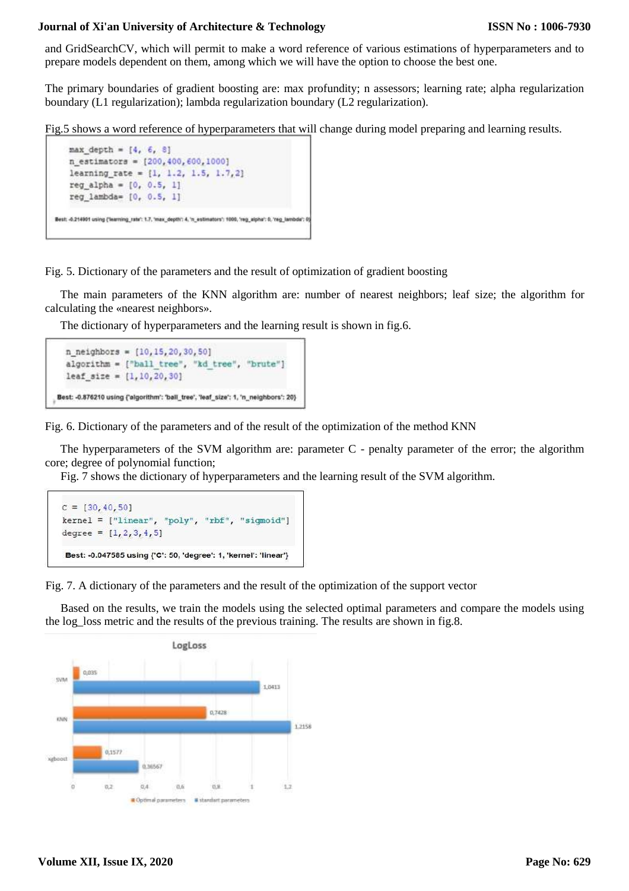and GridSearchCV, which will permit to make a word reference of various estimations of hyperparameters and to prepare models dependent on them, among which we will have the option to choose the best one.

The primary boundaries of gradient boosting are: max profundity; n assessors; learning rate; alpha regularization boundary (L1 regularization); lambda regularization boundary (L2 regularization).

Fig.5 shows a word reference of hyperparameters that will change during model preparing and learning results.

```
max_depth = [4, 6, 8]
n_estimators = [200,400,600,1000]
learning_rate = [1, 1.2, 1.5, 1.7,2]
reg_alpha = [0, 0.5, 1]
reg_lambda= [0, 0.5, 1]
```

Best: -0.214901 using {'learning_rate': 1.7, 'max_depth': 4, 'n_estimators': 1000, 'reg_alpha': 0, 'reg_lambda': 0}

Fig. 5. Dictionary of the parameters and the result of optimization of gradient boosting

The main parameters of the KNN algorithm are: number of nearest neighbors; leaf size; the algorithm for calculating the «nearest neighbors».

The dictionary of hyperparameters and the learning result is shown in fig.6.

```
n_neighbors = [10,15,20,30,50]
algorithm = ["ball_tree", "kd_tree", "brute"]
leaf_size = [1,10,20,30]
```

Best: -0.876210 using {'algorithm': 'ball_tree', 'leaf_size': 1, 'n_neighbors': 20}

Fig. 6. Dictionary of the parameters and of the result of the optimization of the method KNN

The hyperparameters of the SVM algorithm are: parameter C - penalty parameter of the error; the algorithm core; degree of polynomial function;

Fig. 7 shows the dictionary of hyperparameters and the learning result of the SVM algorithm.

```
C = [30,40,50]
kernel = ["linear", "poly", "rbf", "sigmoid"]
degree = [1,2,3,4,5]
```

Best: -0.047585 using {'C': 50, 'degree': 1, 'kernel': 'linear'}

Fig. 7. A dictionary of the parameters and the result of the optimization of the support vector

Based on the results, we train the models using the selected optimal parameters and compare the models using the log_loss metric and the results of the previous training. The results are shown in fig.8.

LogLoss

| Model | Optimal parameters | standart parameters |
|---|---|---|
| SVM | 0,035 | 1,0413 |
| KNN | 0,7428 | 1,2158 |
| xgboost | 0,1577 | 0,36567 |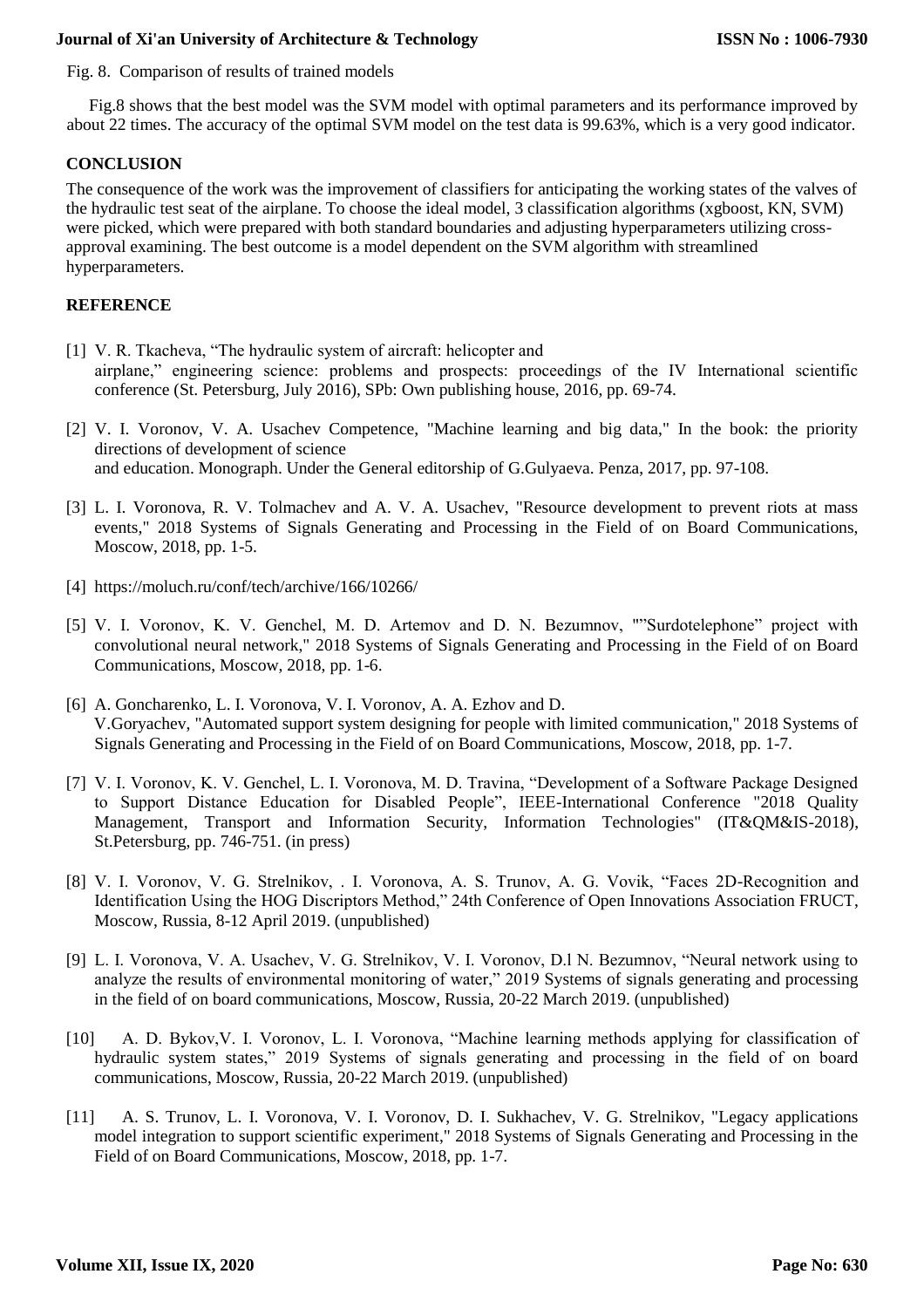Fig. 8. Comparison of results of trained models

Fig.8 shows that the best model was the SVM model with optimal parameters and its performance improved by about 22 times. The accuracy of the optimal SVM model on the test data is 99.63%, which is a very good indicator.

## CONCLUSION

The consequence of the work was the improvement of classifiers for anticipating the working states of the valves of the hydraulic test seat of the airplane. To choose the ideal model, 3 classification algorithms (xgboost, KN, SVM) were picked, which were prepared with both standard boundaries and adjusting hyperparameters utilizing cross-approval examining. The best outcome is a model dependent on the SVM algorithm with streamlined hyperparameters.

## REFERENCE

[1] V. R. Tkacheva, "The hydraulic system of aircraft: helicopter and airplane," engineering science: problems and prospects: proceedings of the IV International scientific conference (St. Petersburg, July 2016), SPb: Own publishing house, 2016, pp. 69-74.

[2] V. I. Voronov, V. A. Usachev Competence, "Machine learning and big data," In the book: the priority directions of development of science and education. Monograph. Under the General editorship of G.Gulyaeva. Penza, 2017, pp. 97-108.

[3] L. I. Voronova, R. V. Tolmachev and A. V. A. Usachev, "Resource development to prevent riots at mass events," 2018 Systems of Signals Generating and Processing in the Field of on Board Communications, Moscow, 2018, pp. 1-5.

[4] https://moluch.ru/conf/tech/archive/166/10266/

[5] V. I. Voronov, K. V. Genchel, M. D. Artemov and D. N. Bezumnov, ""Surdotelephone" project with convolutional neural network," 2018 Systems of Signals Generating and Processing in the Field of on Board Communications, Moscow, 2018, pp. 1-6.

[6] A. Goncharenko, L. I. Voronova, V. I. Voronov, A. A. Ezhov and D. V.Goryachev, "Automated support system designing for people with limited communication," 2018 Systems of Signals Generating and Processing in the Field of on Board Communications, Moscow, 2018, pp. 1-7.

[7] V. I. Voronov, K. V. Genchel, L. I. Voronova, M. D. Travina, "Development of a Software Package Designed to Support Distance Education for Disabled People", IEEE-International Conference "2018 Quality Management, Transport and Information Security, Information Technologies" (IT&QM&IS-2018), St.Petersburg, pp. 746-751. (in press)

[8] V. I. Voronov, V. G. Strelnikov, . I. Voronova, A. S. Trunov, A. G. Vovik, "Faces 2D-Recognition and Identification Using the HOG Discriptors Method," 24th Conference of Open Innovations Association FRUCT, Moscow, Russia, 8-12 April 2019. (unpublished)

[9] L. I. Voronova, V. A. Usachev, V. G. Strelnikov, V. I. Voronov, D.l N. Bezumnov, "Neural network using to analyze the results of environmental monitoring of water," 2019 Systems of signals generating and processing in the field of on board communications, Moscow, Russia, 20-22 March 2019. (unpublished)

[10] A. D. Bykov,V. I. Voronov, L. I. Voronova, "Machine learning methods applying for classification of hydraulic system states," 2019 Systems of signals generating and processing in the field of on board communications, Moscow, Russia, 20-22 March 2019. (unpublished)

[11] A. S. Trunov, L. I. Voronova, V. I. Voronov, D. I. Sukhachev, V. G. Strelnikov, "Legacy applications model integration to support scientific experiment," 2018 Systems of Signals Generating and Processing in the Field of on Board Communications, Moscow, 2018, pp. 1-7.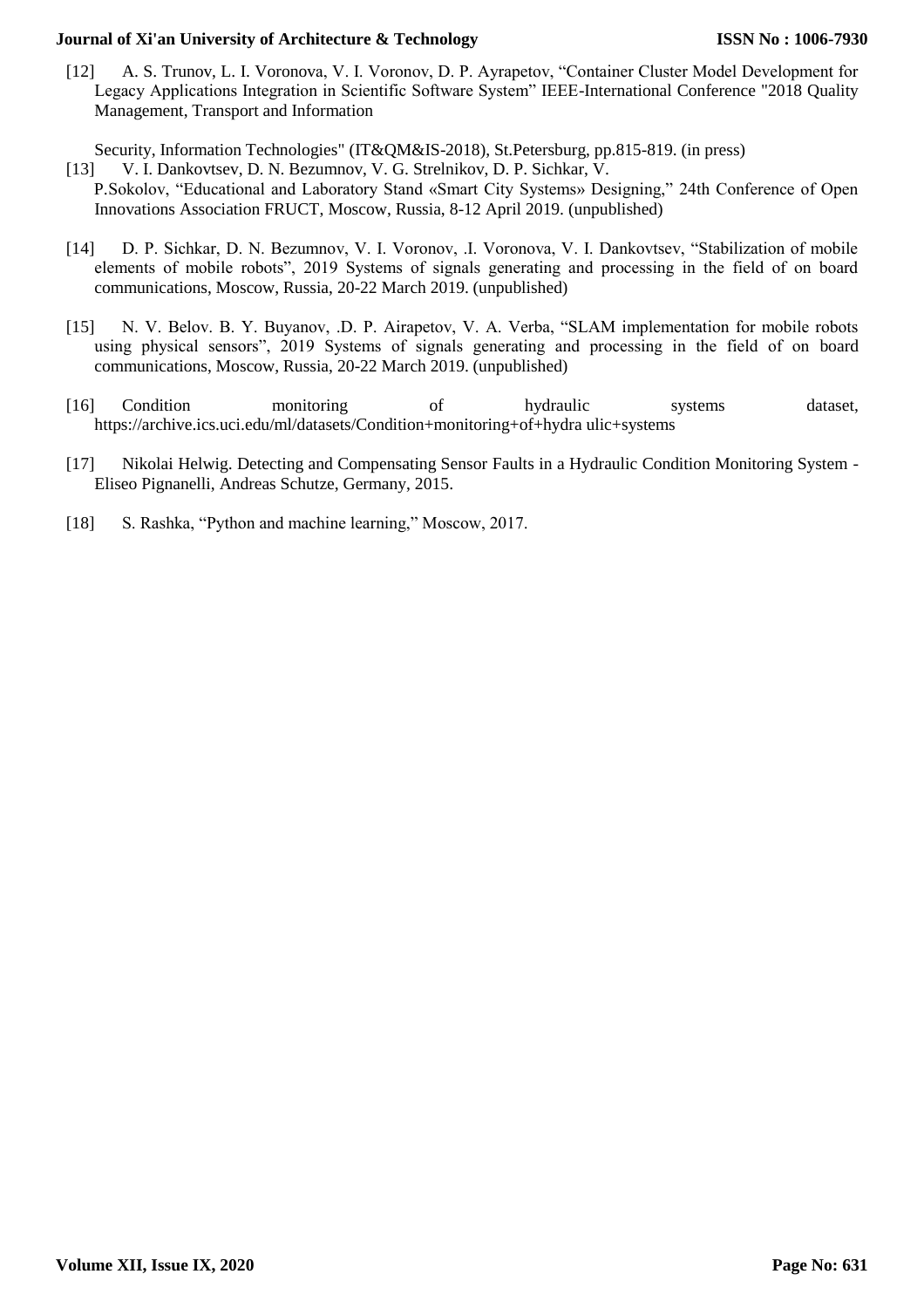[12] A. S. Trunov, L. I. Voronova, V. I. Voronov, D. P. Ayrapetov, "Container Cluster Model Development for Legacy Applications Integration in Scientific Software System" IEEE-International Conference "2018 Quality Management, Transport and Information

Security, Information Technologies" (IT&QM&IS-2018), St.Petersburg, pp.815-819. (in press)

[13] V. I. Dankovtsev, D. N. Bezumnov, V. G. Strelnikov, D. P. Sichkar, V. P.Sokolov, "Educational and Laboratory Stand «Smart City Systems» Designing," 24th Conference of Open Innovations Association FRUCT, Moscow, Russia, 8-12 April 2019. (unpublished)

[14] D. P. Sichkar, D. N. Bezumnov, V. I. Voronov, .I. Voronova, V. I. Dankovtsev, "Stabilization of mobile elements of mobile robots", 2019 Systems of signals generating and processing in the field of on board communications, Moscow, Russia, 20-22 March 2019. (unpublished)

[15] N. V. Belov. B. Y. Buyanov, .D. P. Airapetov, V. A. Verba, "SLAM implementation for mobile robots using physical sensors", 2019 Systems of signals generating and processing in the field of on board communications, Moscow, Russia, 20-22 March 2019. (unpublished)

[16] Condition monitoring of hydraulic systems dataset, https://archive.ics.uci.edu/ml/datasets/Condition+monitoring+of+hydra ulic+systems

[17] Nikolai Helwig. Detecting and Compensating Sensor Faults in a Hydraulic Condition Monitoring System - Eliseo Pignanelli, Andreas Schutze, Germany, 2015.

[18] S. Rashka, "Python and machine learning," Moscow, 2017.